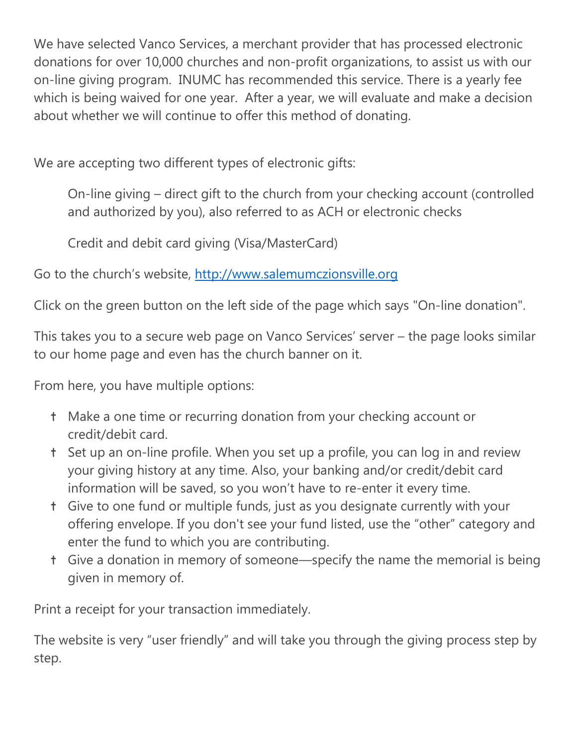We have selected Vanco Services, a merchant provider that has processed electronic donations for over 10,000 churches and non-profit organizations, to assist us with our on-line giving program. INUMC has recommended this service. There is a yearly fee which is being waived for one year. After a year, we will evaluate and make a decision about whether we will continue to offer this method of donating.

We are accepting two different types of electronic gifts:

> On-line giving – direct gift to the church from your checking account (controlled and authorized by you), also referred to as ACH or electronic checks
>
> Credit and debit card giving (Visa/MasterCard)

Go to the church's website, [http://www.salemumczionsville.org](http://www.salemumczionsville.org)

Click on the green button on the left side of the page which says "On-line donation".

This takes you to a secure web page on Vanco Services' server – the page looks similar to our home page and even has the church banner on it.

From here, you have multiple options:

- Make a one time or recurring donation from your checking account or credit/debit card.
- Set up an on-line profile. When you set up a profile, you can log in and review your giving history at any time. Also, your banking and/or credit/debit card information will be saved, so you won't have to re-enter it every time.
- Give to one fund or multiple funds, just as you designate currently with your offering envelope. If you don't see your fund listed, use the "other" category and enter the fund to which you are contributing.
- Give a donation in memory of someone—specify the name the memorial is being given in memory of.

Print a receipt for your transaction immediately.

The website is very "user friendly" and will take you through the giving process step by step.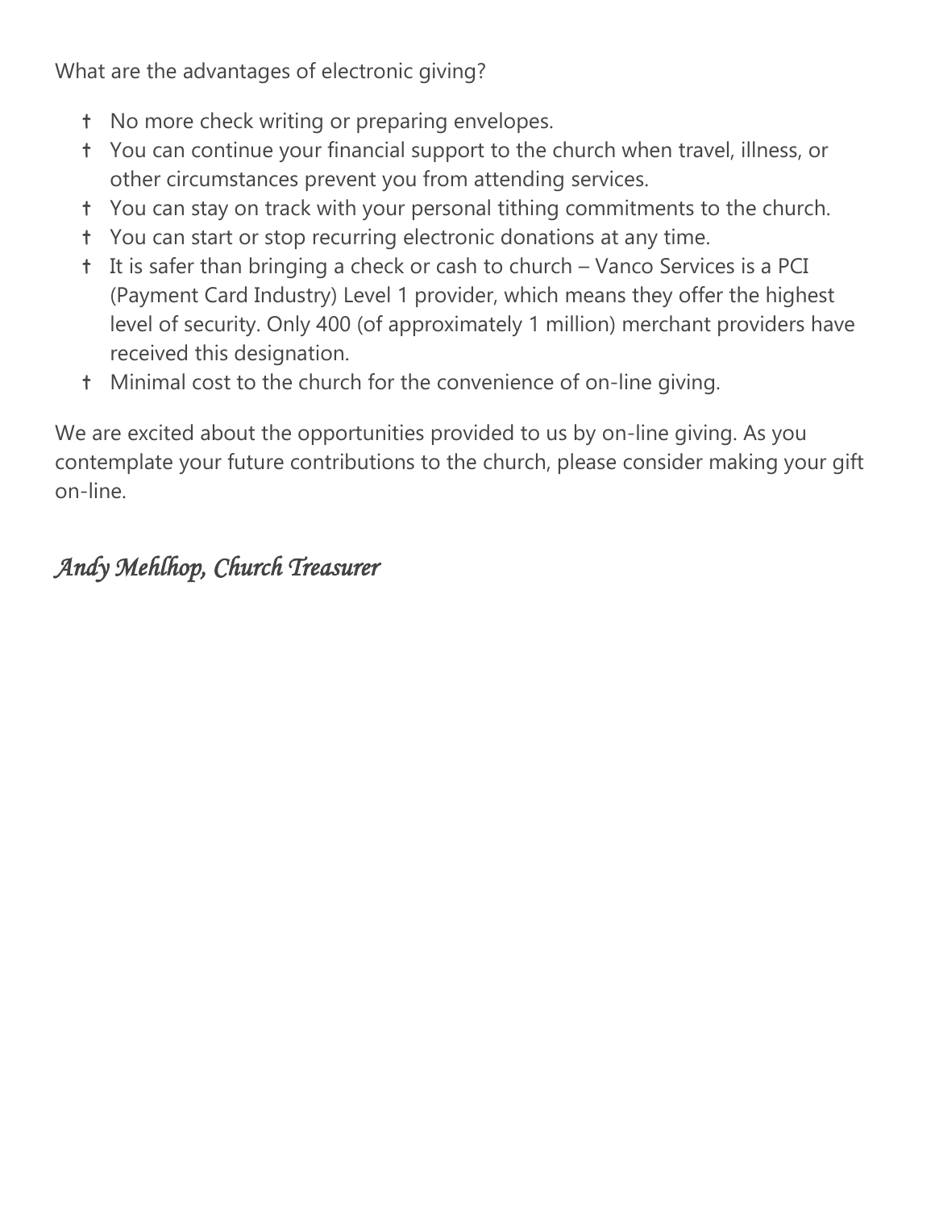What are the advantages of electronic giving?

- No more check writing or preparing envelopes.
- You can continue your financial support to the church when travel, illness, or other circumstances prevent you from attending services.
- You can stay on track with your personal tithing commitments to the church.
- You can start or stop recurring electronic donations at any time.
- It is safer than bringing a check or cash to church – Vanco Services is a PCI (Payment Card Industry) Level 1 provider, which means they offer the highest level of security. Only 400 (of approximately 1 million) merchant providers have received this designation.
- Minimal cost to the church for the convenience of on-line giving.

We are excited about the opportunities provided to us by on-line giving. As you contemplate your future contributions to the church, please consider making your gift on-line.

*Andy Mehlhop, Church Treasurer*